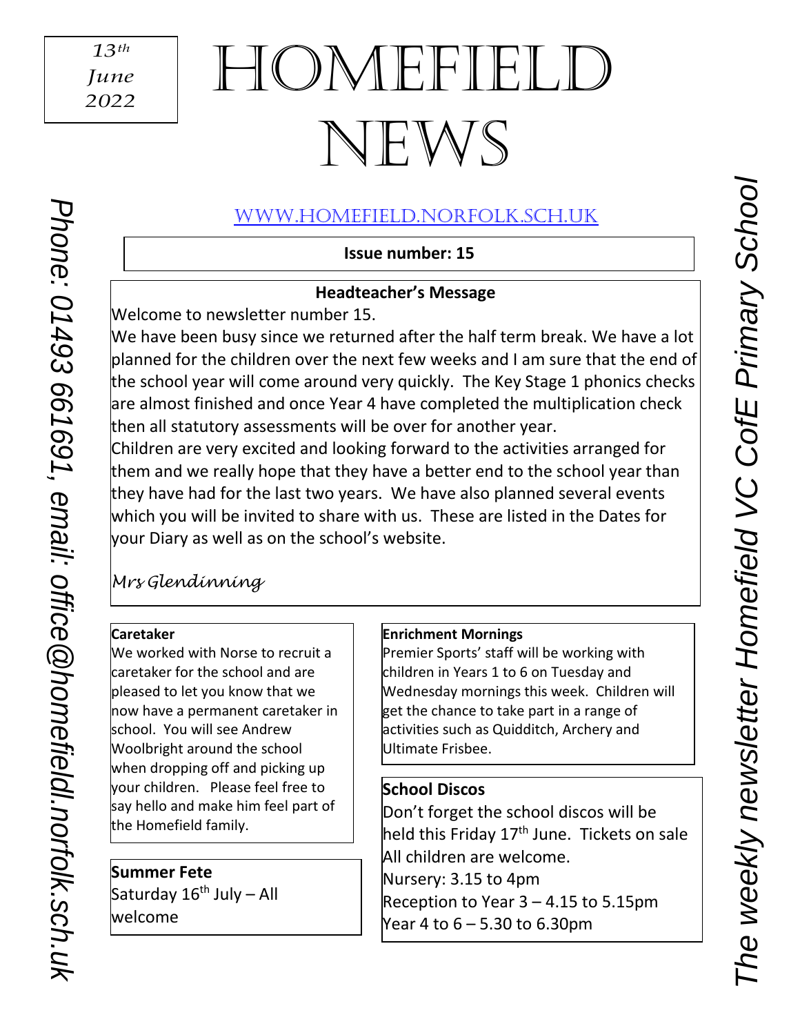13th June 2022

# HOMEFIELD NEWS

[WWW.HOMEFIELD.NORFOLK.SCH.UK](http://www.homefield.norfolk.sch.uk)

Phone: 01493 661691, email: office@homefieldl.norfolk.sch.uk

*The weekly newsletter Homefield VC CofE Primary School*

**Issue number: 15**

## Headteacher's Message

Welcome to newsletter number 15.

We have been busy since we returned after the half term break. We have a lot planned for the children over the next few weeks and I am sure that the end of the school year will come around very quickly. The Key Stage 1 phonics checks are almost finished and once Year 4 have completed the multiplication check then all statutory assessments will be over for another year.

Children are very excited and looking forward to the activities arranged for them and we really hope that they have a better end to the school year than they have had for the last two years. We have also planned several events which you will be invited to share with us. These are listed in the Dates for your Diary as well as on the school's website.

*Mrs Glendinning*

### Caretaker

We worked with Norse to recruit a caretaker for the school and are pleased to let you know that we now have a permanent caretaker in school. You will see Andrew Woolbright around the school when dropping off and picking up your children. Please feel free to say hello and make him feel part of the Homefield family.

### Summer Fete

Saturday 16th July – All welcome

### Enrichment Mornings

Premier Sports' staff will be working with children in Years 1 to 6 on Tuesday and Wednesday mornings this week. Children will get the chance to take part in a range of activities such as Quidditch, Archery and Ultimate Frisbee.

### School Discos

Don't forget the school discos will be held this Friday 17th June. Tickets on sale All children are welcome.

Nursery: 3.15 to 4pm

Reception to Year 3 – 4.15 to 5.15pm

Year 4 to 6 – 5.30 to 6.30pm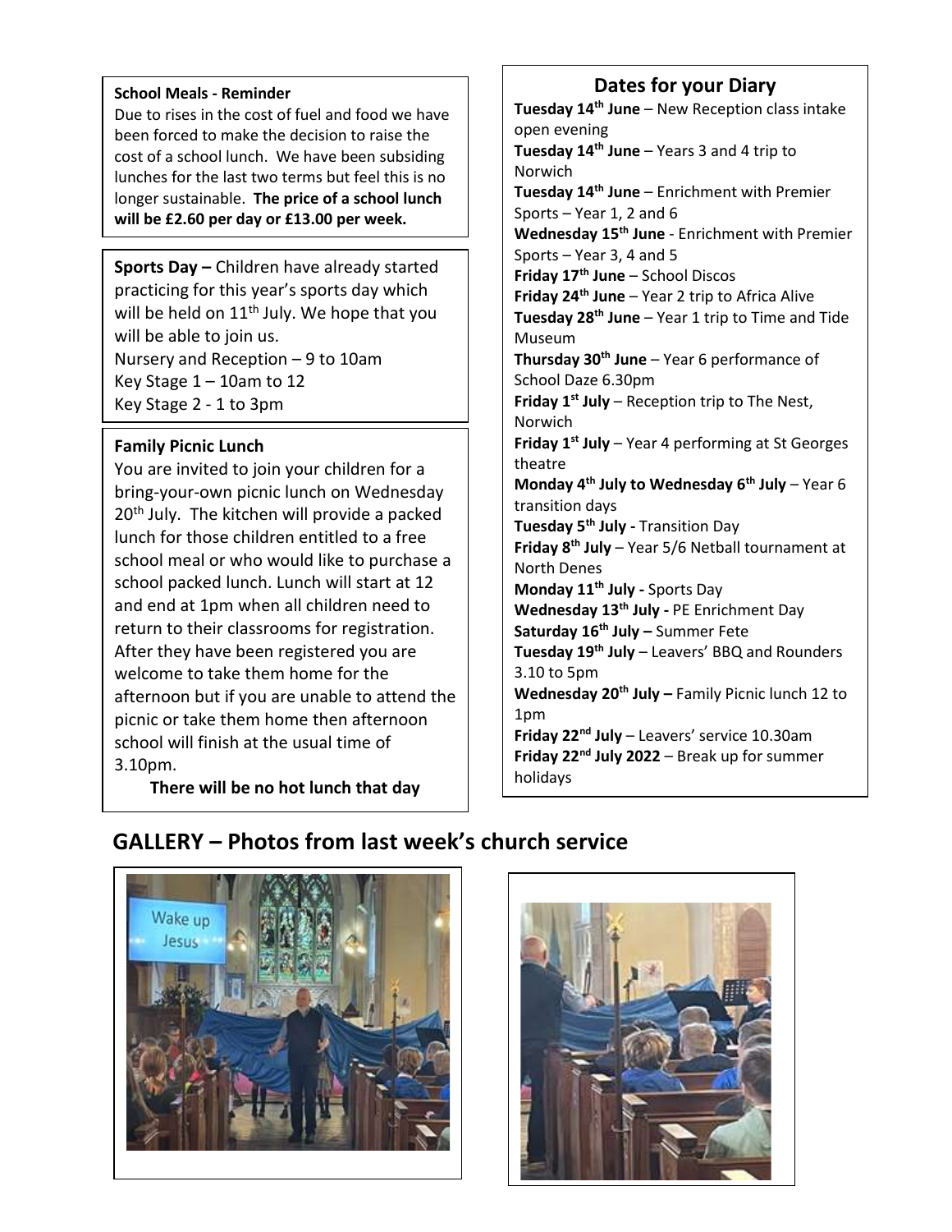**School Meals - Reminder**

Due to rises in the cost of fuel and food we have been forced to make the decision to raise the cost of a school lunch. We have been subsiding lunches for the last two terms but feel this is no longer sustainable. **The price of a school lunch will be £2.60 per day or £13.00 per week.**

**Sports Day –** Children have already started practicing for this year's sports day which will be held on 11th July. We hope that you will be able to join us.

Nursery and Reception – 9 to 10am

Key Stage 1 – 10am to 12

Key Stage 2 - 1 to 3pm

**Family Picnic Lunch**

You are invited to join your children for a bring-your-own picnic lunch on Wednesday 20th July. The kitchen will provide a packed lunch for those children entitled to a free school meal or who would like to purchase a school packed lunch. Lunch will start at 12 and end at 1pm when all children need to return to their classrooms for registration. After they have been registered you are welcome to take them home for the afternoon but if you are unable to attend the picnic or take them home then afternoon school will finish at the usual time of 3.10pm.

**There will be no hot lunch that day**

## Dates for your Diary

**Tuesday 14th June** – New Reception class intake open evening

**Tuesday 14th June** – Years 3 and 4 trip to Norwich

**Tuesday 14th June** – Enrichment with Premier Sports – Year 1, 2 and 6

**Wednesday 15th June** - Enrichment with Premier Sports – Year 3, 4 and 5

**Friday 17th June** – School Discos

**Friday 24th June** – Year 2 trip to Africa Alive

**Tuesday 28th June** – Year 1 trip to Time and Tide Museum

**Thursday 30th June** – Year 6 performance of School Daze 6.30pm

**Friday 1st July** – Reception trip to The Nest, Norwich

**Friday 1st July** – Year 4 performing at St Georges theatre

**Monday 4th July to Wednesday 6th July** – Year 6 transition days

**Tuesday 5th July -** Transition Day

**Friday 8th July** – Year 5/6 Netball tournament at North Denes

**Monday 11th July -** Sports Day

**Wednesday 13th July -** PE Enrichment Day

**Saturday 16th July –** Summer Fete

**Tuesday 19th July** – Leavers' BBQ and Rounders 3.10 to 5pm

**Wednesday 20th July –** Family Picnic lunch 12 to 1pm

**Friday 22nd July** – Leavers' service 10.30am

**Friday 22nd July 2022** – Break up for summer holidays

## GALLERY – Photos from last week's church service